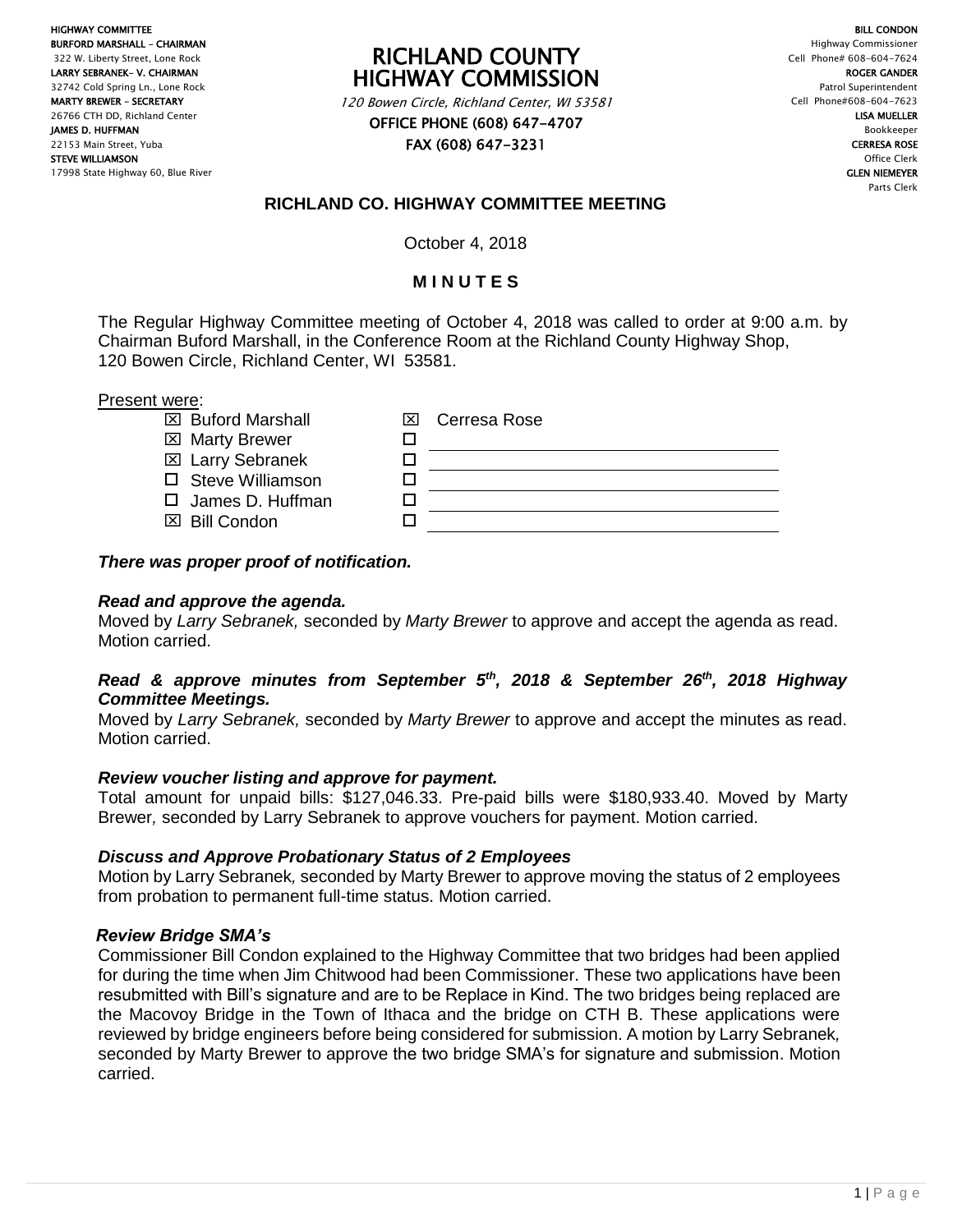HIGHWAY COMMITTEE
BURFORD MARSHALL – CHAIRMAN
322 W. Liberty Street, Lone Rock
LARRY SEBRANEK– V. CHAIRMAN
32742 Cold Spring Ln., Lone Rock
MARTY BREWER – SECRETARY
26766 CTH DD, Richland Center
JAMES D. HUFFMAN
22153 Main Street, Yuba
STEVE WILLIAMSON
17998 State Highway 60, Blue River

# RICHLAND COUNTY HIGHWAY COMMISSION

*120 Bowen Circle, Richland Center, WI 53581*
OFFICE PHONE (608) 647-4707
FAX (608) 647-3231

BILL CONDON
Highway Commissioner
Cell Phone# 608-604-7624
ROGER GANDER
Patrol Superintendent
Cell Phone#608-604-7623
LISA MUELLER
Bookkeeper
CERRESA ROSE
Office Clerk
GLEN NIEMEYER
Parts Clerk

## RICHLAND CO. HIGHWAY COMMITTEE MEETING

October 4, 2018

### M I N U T E S

The Regular Highway Committee meeting of October 4, 2018 was called to order at 9:00 a.m. by Chairman Buford Marshall, in the Conference Room at the Richland County Highway Shop, 120 Bowen Circle, Richland Center, WI 53581.

Present were:

- ☒ Buford Marshall
- ☒ Marty Brewer
- ☒ Larry Sebranek
- ☐ Steve Williamson
- ☐ James D. Huffman
- ☒ Bill Condon
- ☒ Cerresa Rose

***There was proper proof of notification.***

***Read and approve the agenda.***
Moved by *Larry Sebranek,* seconded by *Marty Brewer* to approve and accept the agenda as read. Motion carried.

***Read & approve minutes from September 5th, 2018 & September 26th, 2018 Highway Committee Meetings.***
Moved by *Larry Sebranek,* seconded by *Marty Brewer* to approve and accept the minutes as read. Motion carried.

***Review voucher listing and approve for payment.***
Total amount for unpaid bills: $127,046.33. Pre-paid bills were $180,933.40. Moved by Marty Brewer, seconded by Larry Sebranek to approve vouchers for payment. Motion carried.

***Discuss and Approve Probationary Status of 2 Employees***
Motion by Larry Sebranek, seconded by Marty Brewer to approve moving the status of 2 employees from probation to permanent full-time status. Motion carried.

***Review Bridge SMA's***
Commissioner Bill Condon explained to the Highway Committee that two bridges had been applied for during the time when Jim Chitwood had been Commissioner. These two applications have been resubmitted with Bill's signature and are to be Replace in Kind. The two bridges being replaced are the Macovoy Bridge in the Town of Ithaca and the bridge on CTH B. These applications were reviewed by bridge engineers before being considered for submission. A motion by Larry Sebranek, seconded by Marty Brewer to approve the two bridge SMA's for signature and submission. Motion carried.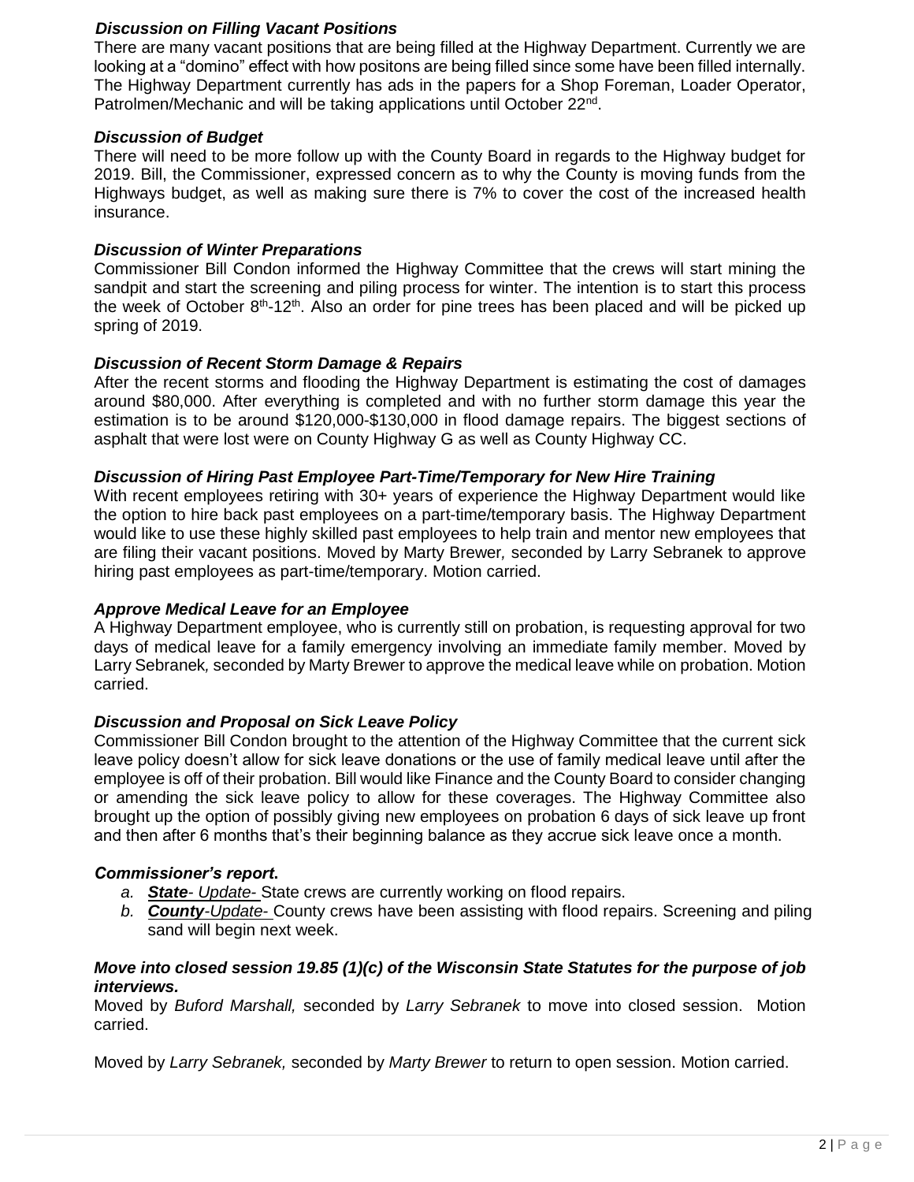### *Discussion on Filling Vacant Positions*

There are many vacant positions that are being filled at the Highway Department. Currently we are looking at a "domino" effect with how positons are being filled since some have been filled internally. The Highway Department currently has ads in the papers for a Shop Foreman, Loader Operator, Patrolmen/Mechanic and will be taking applications until October 22nd.

### *Discussion of Budget*

There will need to be more follow up with the County Board in regards to the Highway budget for 2019. Bill, the Commissioner, expressed concern as to why the County is moving funds from the Highways budget, as well as making sure there is 7% to cover the cost of the increased health insurance.

### *Discussion of Winter Preparations*

Commissioner Bill Condon informed the Highway Committee that the crews will start mining the sandpit and start the screening and piling process for winter. The intention is to start this process the week of October 8th-12th. Also an order for pine trees has been placed and will be picked up spring of 2019.

### *Discussion of Recent Storm Damage & Repairs*

After the recent storms and flooding the Highway Department is estimating the cost of damages around $80,000. After everything is completed and with no further storm damage this year the estimation is to be around $120,000-$130,000 in flood damage repairs. The biggest sections of asphalt that were lost were on County Highway G as well as County Highway CC.

### *Discussion of Hiring Past Employee Part-Time/Temporary for New Hire Training*

With recent employees retiring with 30+ years of experience the Highway Department would like the option to hire back past employees on a part-time/temporary basis. The Highway Department would like to use these highly skilled past employees to help train and mentor new employees that are filing their vacant positions. Moved by Marty Brewer*,* seconded by Larry Sebranek to approve hiring past employees as part-time/temporary. Motion carried.

### *Approve Medical Leave for an Employee*

A Highway Department employee, who is currently still on probation, is requesting approval for two days of medical leave for a family emergency involving an immediate family member. Moved by Larry Sebranek*,* seconded by Marty Brewer to approve the medical leave while on probation. Motion carried.

### *Discussion and Proposal on Sick Leave Policy*

Commissioner Bill Condon brought to the attention of the Highway Committee that the current sick leave policy doesn't allow for sick leave donations or the use of family medical leave until after the employee is off of their probation. Bill would like Finance and the County Board to consider changing or amending the sick leave policy to allow for these coverages. The Highway Committee also brought up the option of possibly giving new employees on probation 6 days of sick leave up front and then after 6 months that's their beginning balance as they accrue sick leave once a month.

### *Commissioner's report.*

a. ***State**- Update-* State crews are currently working on flood repairs.
b. ***County**-Update-* County crews have been assisting with flood repairs. Screening and piling sand will begin next week.

### *Move into closed session 19.85 (1)(c) of the Wisconsin State Statutes for the purpose of job interviews.*

Moved by *Buford Marshall,* seconded by *Larry Sebranek* to move into closed session. Motion carried.

Moved by *Larry Sebranek,* seconded by *Marty Brewer* to return to open session. Motion carried.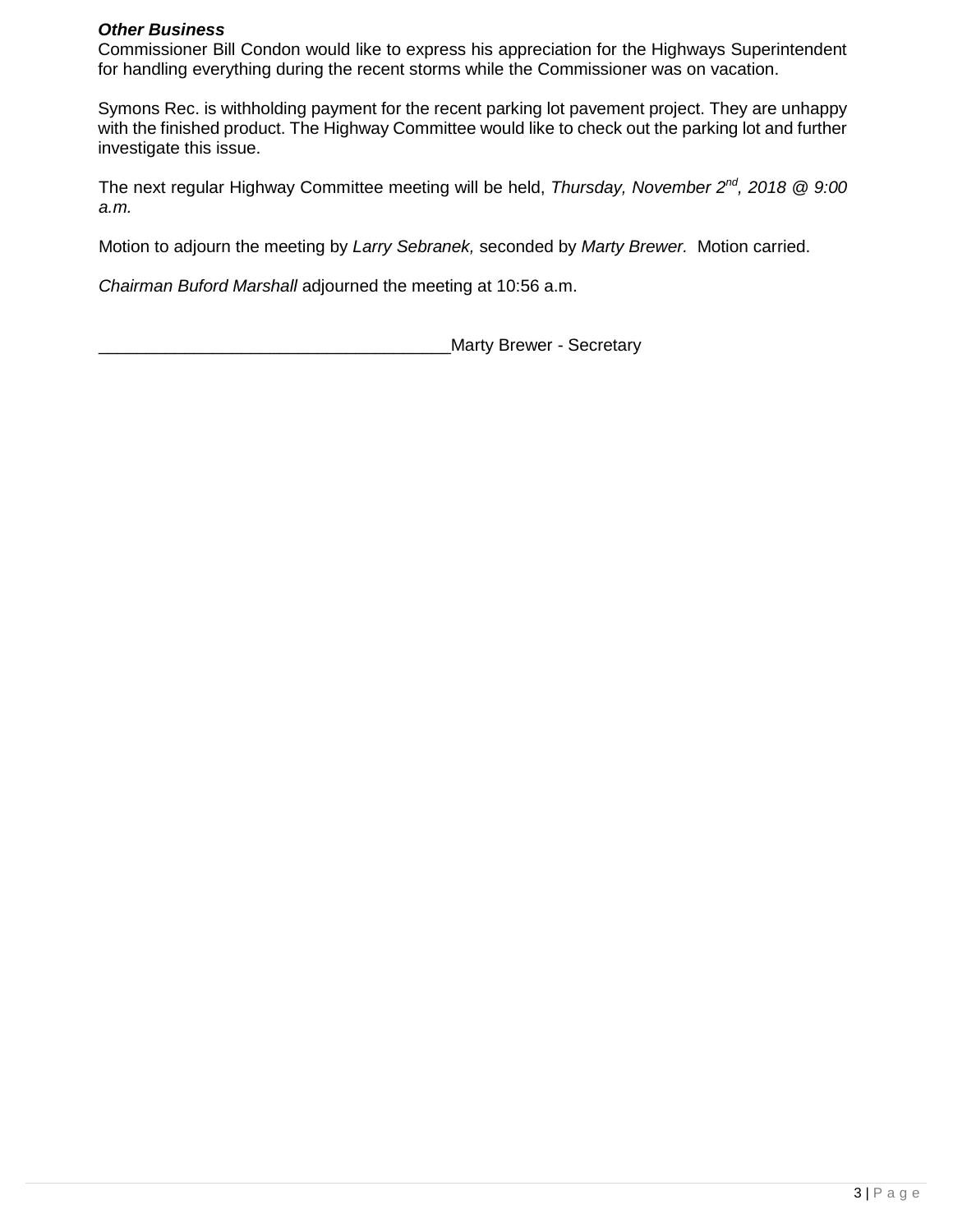***Other Business***

Commissioner Bill Condon would like to express his appreciation for the Highways Superintendent for handling everything during the recent storms while the Commissioner was on vacation.

Symons Rec. is withholding payment for the recent parking lot pavement project. They are unhappy with the finished product. The Highway Committee would like to check out the parking lot and further investigate this issue.

The next regular Highway Committee meeting will be held, *Thursday, November 2nd, 2018 @ 9:00 a.m.*

Motion to adjourn the meeting by *Larry Sebranek,* seconded by *Marty Brewer.* Motion carried.

*Chairman Buford Marshall* adjourned the meeting at 10:56 a.m.

____________________________________Marty Brewer - Secretary